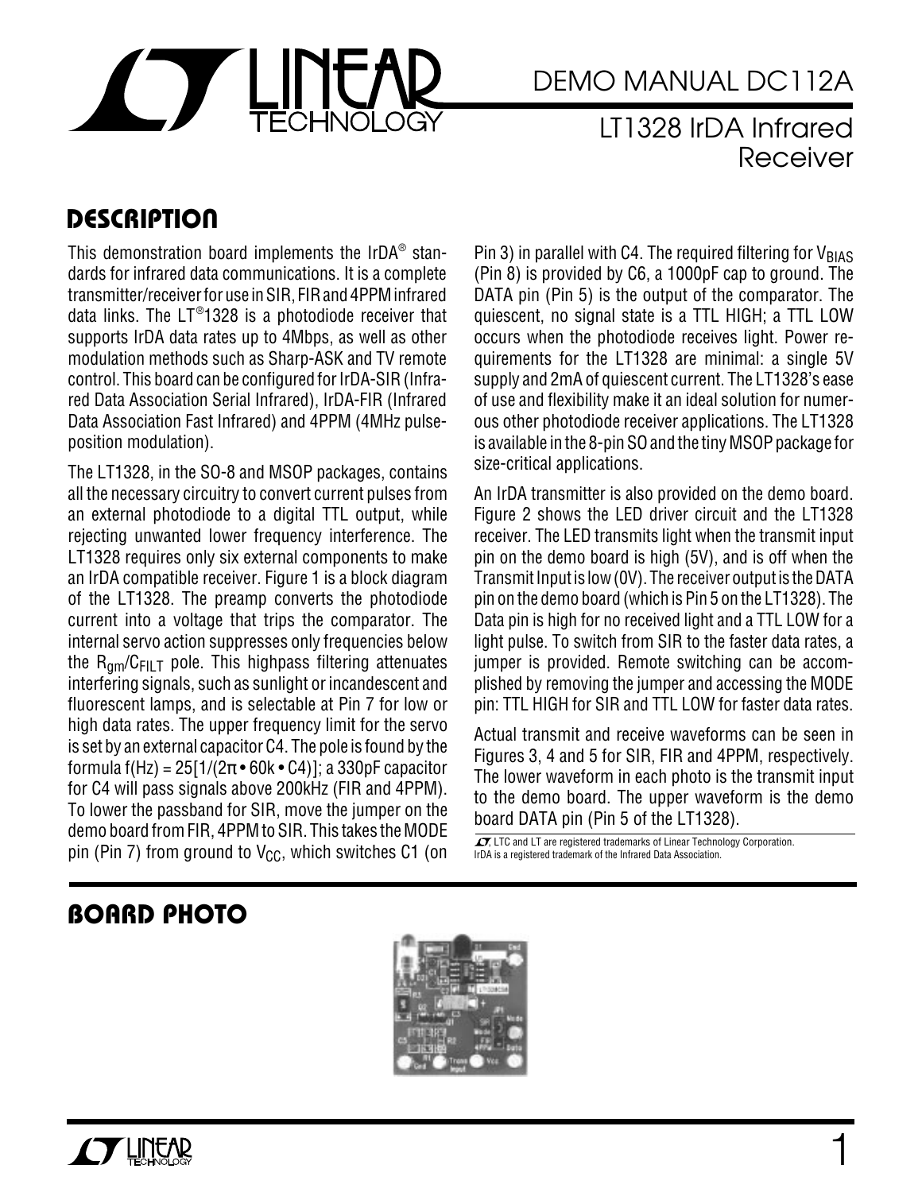# DEMO MANUAL DC112A

## LT1328 IrDA Infrared Receiver

## DESCRIPTION

This demonstration board implements the IrDA® standards for infrared data communications. It is a complete transmitter/receiver for use in SIR, FIR and 4PPM infrared data links. The LT®1328 is a photodiode receiver that supports IrDA data rates up to 4Mbps, as well as other modulation methods such as Sharp-ASK and TV remote control. This board can be configured for IrDA-SIR (Infrared Data Association Serial Infrared), IrDA-FIR (Infrared Data Association Fast Infrared) and 4PPM (4MHz pulse-position modulation).

The LT1328, in the SO-8 and MSOP packages, contains all the necessary circuitry to convert current pulses from an external photodiode to a digital TTL output, while rejecting unwanted lower frequency interference. The LT1328 requires only six external components to make an IrDA compatible receiver. Figure 1 is a block diagram of the LT1328. The preamp converts the photodiode current into a voltage that trips the comparator. The internal servo action suppresses only frequencies below the $R_{gm}/C_{FILT}$ pole. This highpass filtering attenuates interfering signals, such as sunlight or incandescent and fluorescent lamps, and is selectable at Pin 7 for low or high data rates. The upper frequency limit for the servo is set by an external capacitor C4. The pole is found by the formula $f(Hz) = 25[1/(2\pi \cdot 60k \cdot C4)]$; a 330pF capacitor for C4 will pass signals above 200kHz (FIR and 4PPM). To lower the passband for SIR, move the jumper on the demo board from FIR, 4PPM to SIR. This takes the MODE pin (Pin 7) from ground to $V_{CC}$, which switches C1 (on Pin 3) in parallel with C4. The required filtering for $V_{BIAS}$ (Pin 8) is provided by C6, a 1000pF cap to ground. The DATA pin (Pin 5) is the output of the comparator. The quiescent, no signal state is a TTL HIGH; a TTL LOW occurs when the photodiode receives light. Power requirements for the LT1328 are minimal: a single 5V supply and 2mA of quiescent current. The LT1328's ease of use and flexibility make it an ideal solution for numerous other photodiode receiver applications. The LT1328 is available in the 8-pin SO and the tiny MSOP package for size-critical applications.

An IrDA transmitter is also provided on the demo board. Figure 2 shows the LED driver circuit and the LT1328 receiver. The LED transmits light when the transmit input pin on the demo board is high (5V), and is off when the Transmit Input is low (0V). The receiver output is the DATA pin on the demo board (which is Pin 5 on the LT1328). The Data pin is high for no received light and a TTL LOW for a light pulse. To switch from SIR to the faster data rates, a jumper is provided. Remote switching can be accomplished by removing the jumper and accessing the MODE pin: TTL HIGH for SIR and TTL LOW for faster data rates.

Actual transmit and receive waveforms can be seen in Figures 3, 4 and 5 for SIR, FIR and 4PPM, respectively. The lower waveform in each photo is the transmit input to the demo board. The upper waveform is the demo board DATA pin (Pin 5 of the LT1328).

LTC and LT are registered trademarks of Linear Technology Corporation.
IrDA is a registered trademark of the Infrared Data Association.

## BOARD PHOTO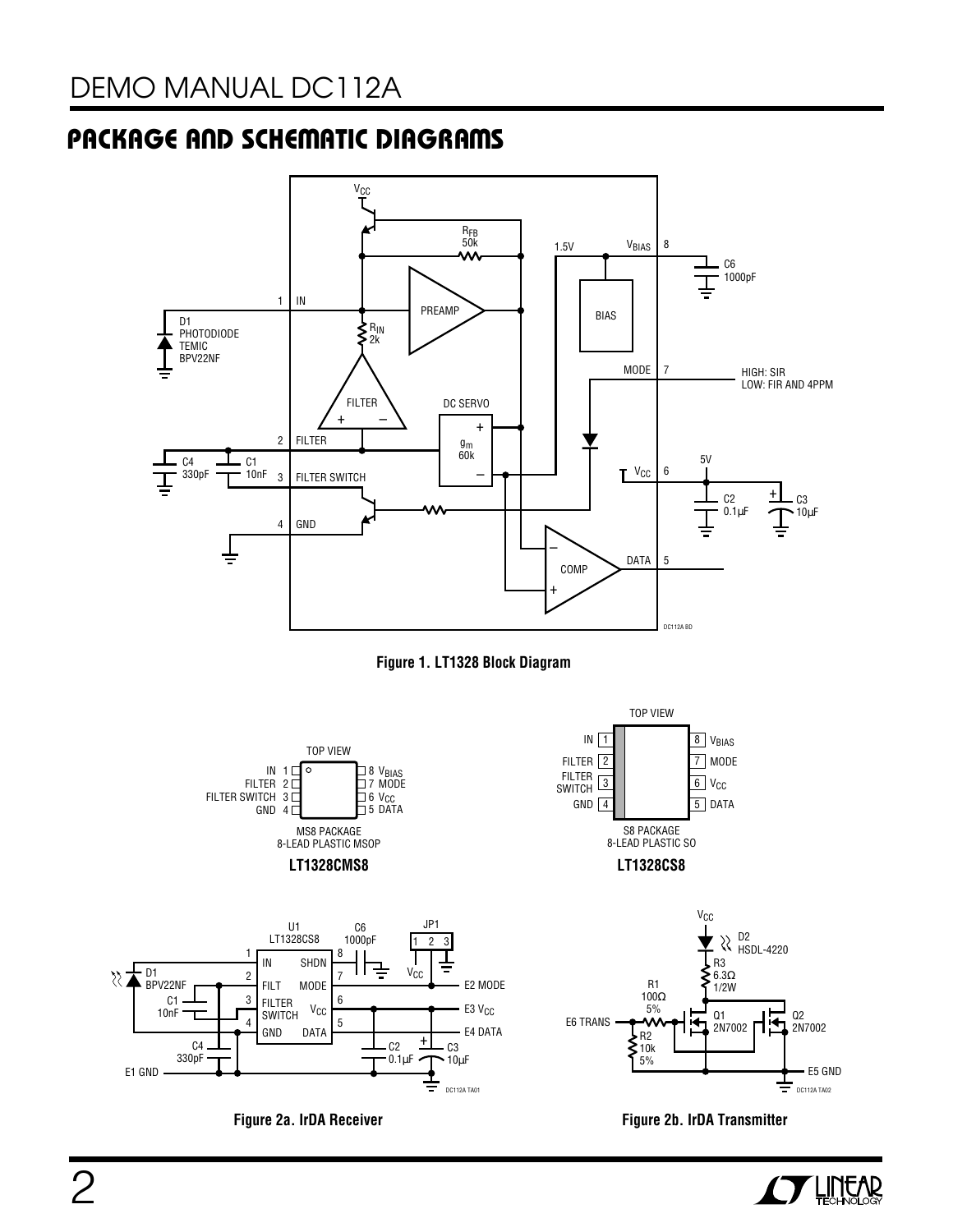## PACKAGE AND SCHEMATIC DIAGRAMS

Figure 1. LT1328 Block Diagram

LT1328CMS8

LT1328CS8

Figure 2a. IrDA Receiver

Figure 2b. IrDA Transmitter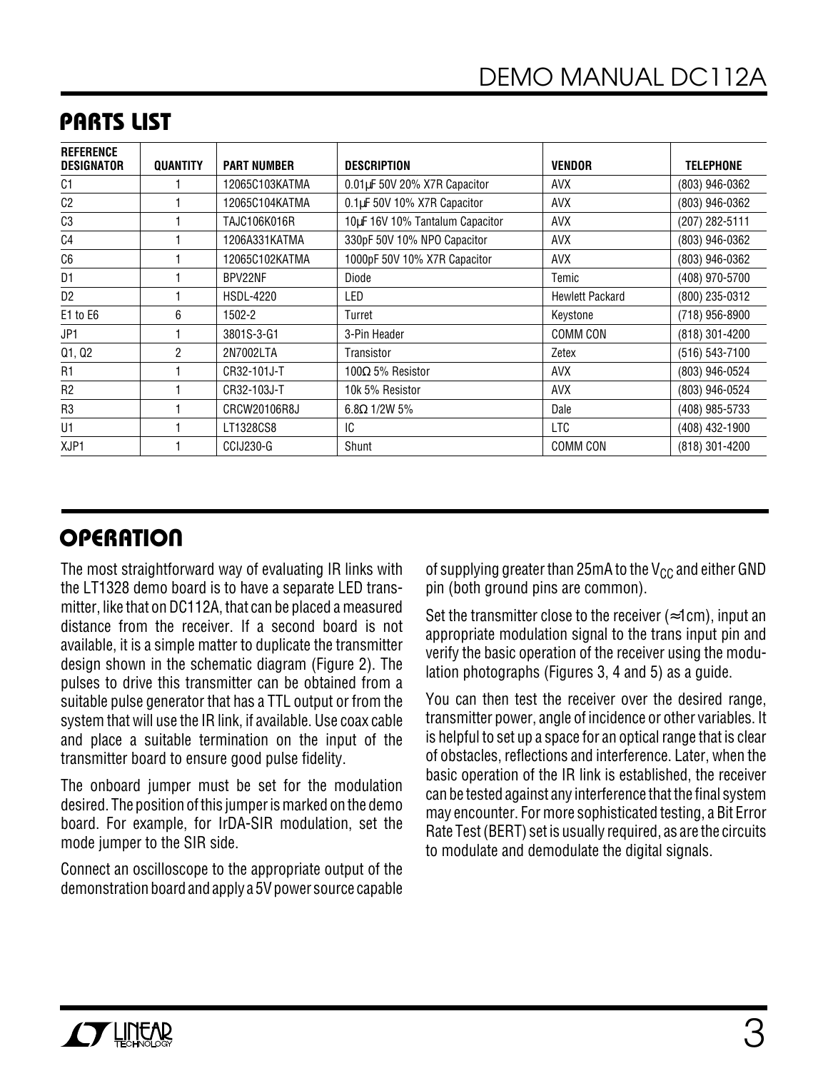## PARTS LIST

| REFERENCE DESIGNATOR | QUANTITY | PART NUMBER | DESCRIPTION | VENDOR | TELEPHONE |
|---|---|---|---|---|---|
| C1 | 1 | 12065C103KATMA | 0.01µF 50V 20% X7R Capacitor | AVX | (803) 946-0362 |
| C2 | 1 | 12065C104KATMA | 0.1µF 50V 10% X7R Capacitor | AVX | (803) 946-0362 |
| C3 | 1 | TAJC106K016R | 10µF 16V 10% Tantalum Capacitor | AVX | (207) 282-5111 |
| C4 | 1 | 1206A331KATMA | 330pF 50V 10% NPO Capacitor | AVX | (803) 946-0362 |
| C6 | 1 | 12065C102KATMA | 1000pF 50V 10% X7R Capacitor | AVX | (803) 946-0362 |
| D1 | 1 | BPV22NF | Diode | Temic | (408) 970-5700 |
| D2 | 1 | HSDL-4220 | LED | Hewlett Packard | (800) 235-0312 |
| E1 to E6 | 6 | 1502-2 | Turret | Keystone | (718) 956-8900 |
| JP1 | 1 | 3801S-3-G1 | 3-Pin Header | COMM CON | (818) 301-4200 |
| Q1, Q2 | 2 | 2N7002LTA | Transistor | Zetex | (516) 543-7100 |
| R1 | 1 | CR32-101J-T | 100Ω 5% Resistor | AVX | (803) 946-0524 |
| R2 | 1 | CR32-103J-T | 10k 5% Resistor | AVX | (803) 946-0524 |
| R3 | 1 | CRCW20106R8J | 6.8Ω 1/2W 5% | Dale | (408) 985-5733 |
| U1 | 1 | LT1328CS8 | IC | LTC | (408) 432-1900 |
| XJP1 | 1 | CCIJ230-G | Shunt | COMM CON | (818) 301-4200 |

## OPERATION

The most straightforward way of evaluating IR links with the LT1328 demo board is to have a separate LED transmitter, like that on DC112A, that can be placed a measured distance from the receiver. If a second board is not available, it is a simple matter to duplicate the transmitter design shown in the schematic diagram (Figure 2). The pulses to drive this transmitter can be obtained from a suitable pulse generator that has a TTL output or from the system that will use the IR link, if available. Use coax cable and place a suitable termination on the input of the transmitter board to ensure good pulse fidelity.

The onboard jumper must be set for the modulation desired. The position of this jumper is marked on the demo board. For example, for IrDA-SIR modulation, set the mode jumper to the SIR side.

Connect an oscilloscope to the appropriate output of the demonstration board and apply a 5V power source capable of supplying greater than 25mA to the $V_{CC}$ and either GND pin (both ground pins are common).

Set the transmitter close to the receiver (≈1cm), input an appropriate modulation signal to the trans input pin and verify the basic operation of the receiver using the modulation photographs (Figures 3, 4 and 5) as a guide.

You can then test the receiver over the desired range, transmitter power, angle of incidence or other variables. It is helpful to set up a space for an optical range that is clear of obstacles, reflections and interference. Later, when the basic operation of the IR link is established, the receiver can be tested against any interference that the final system may encounter. For more sophisticated testing, a Bit Error Rate Test (BERT) set is usually required, as are the circuits to modulate and demodulate the digital signals.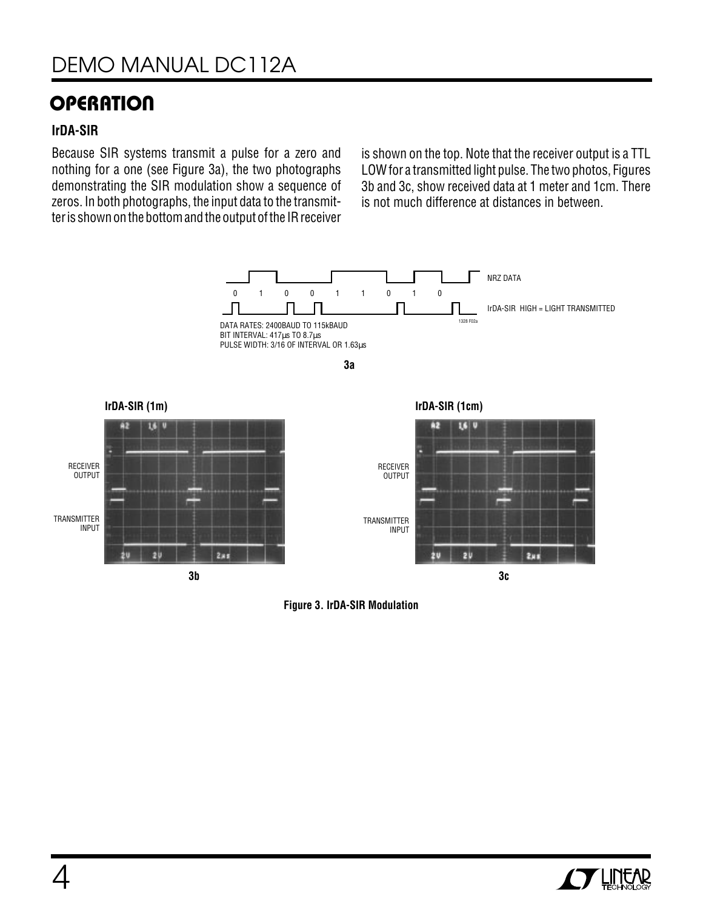## OPERATION

### IrDA-SIR

Because SIR systems transmit a pulse for a zero and nothing for a one (see Figure 3a), the two photographs demonstrating the SIR modulation show a sequence of zeros. In both photographs, the input data to the transmitter is shown on the bottom and the output of the IR receiver is shown on the top. Note that the receiver output is a TTL LOW for a transmitted light pulse. The two photos, Figures 3b and 3c, show received data at 1 meter and 1cm. There is not much difference at distances in between.

NRZ DATA

0 1 0 0 1 1 0 1 0

IrDA-SIR HIGH = LIGHT TRANSMITTED

DATA RATES: 2400BAUD TO 115kBAUD
BIT INTERVAL: 417µs TO 8.7µs
PULSE WIDTH: 3/16 OF INTERVAL OR 1.63µs

**3a**

**IrDA-SIR (1m)**

RECEIVER OUTPUT

TRANSMITTER INPUT

**3b**

**IrDA-SIR (1cm)**

RECEIVER OUTPUT

TRANSMITTER INPUT

**3c**

**Figure 3. IrDA-SIR Modulation**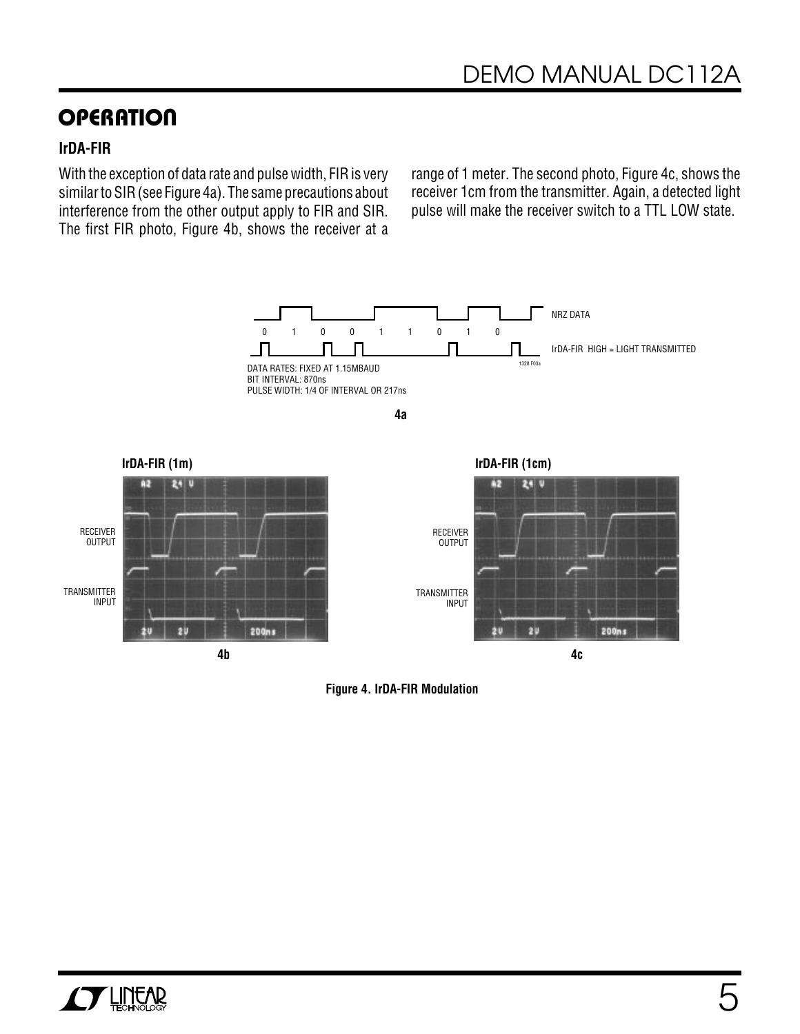## OPERATION

### IrDA-FIR

With the exception of data rate and pulse width, FIR is very similar to SIR (see Figure 4a). The same precautions about interference from the other output apply to FIR and SIR. The first FIR photo, Figure 4b, shows the receiver at a range of 1 meter. The second photo, Figure 4c, shows the receiver 1cm from the transmitter. Again, a detected light pulse will make the receiver switch to a TTL LOW state.

NRZ DATA

0 1 0 0 1 1 0 1 0

IrDA-FIR HIGH = LIGHT TRANSMITTED

DATA RATES: FIXED AT 1.15MBAUD
BIT INTERVAL: 870ns
PULSE WIDTH: 1/4 OF INTERVAL OR 217ns

4a

IrDA-FIR (1m)

RECEIVER OUTPUT

TRANSMITTER INPUT

4b

IrDA-FIR (1cm)

RECEIVER OUTPUT

TRANSMITTER INPUT

4c

**Figure 4. IrDA-FIR Modulation**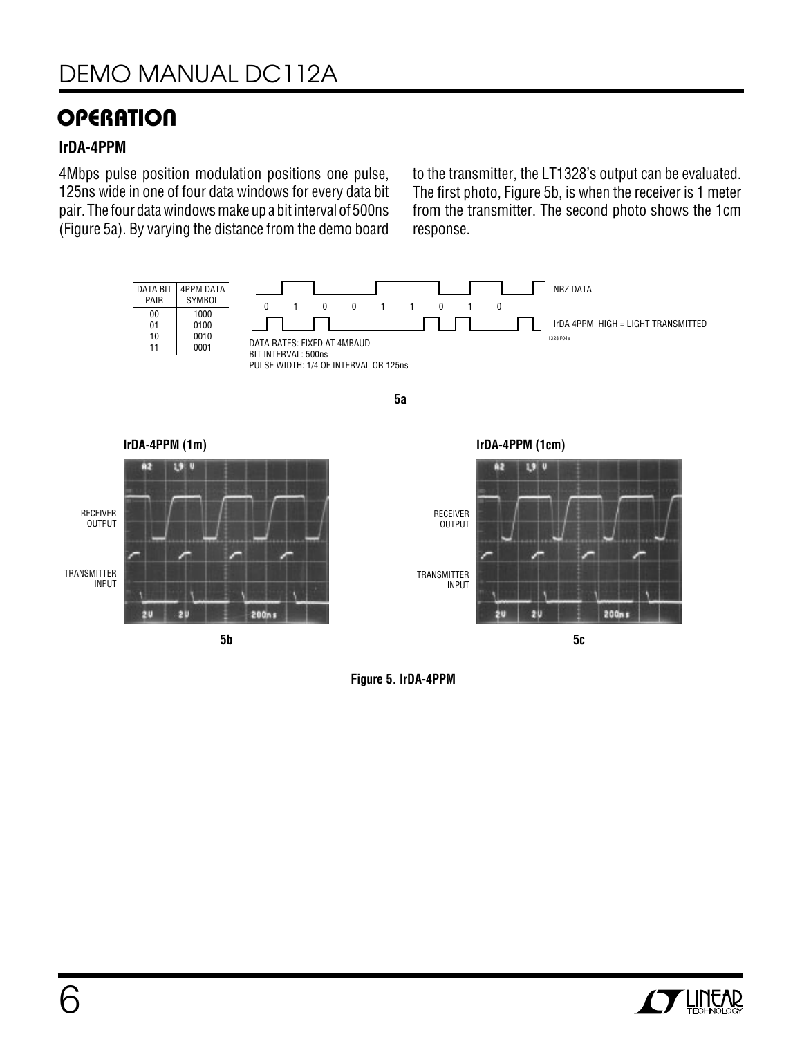## OPERATION

### IrDA-4PPM

4Mbps pulse position modulation positions one pulse, 125ns wide in one of four data windows for every data bit pair. The four data windows make up a bit interval of 500ns (Figure 5a). By varying the distance from the demo board to the transmitter, the LT1328's output can be evaluated. The first photo, Figure 5b, is when the receiver is 1 meter from the transmitter. The second photo shows the 1cm response.

| DATA BIT PAIR | 4PPM DATA SYMBOL |
|---|---|
| 00 | 1000 |
| 01 | 0100 |
| 10 | 0010 |
| 11 | 0001 |

NRZ DATA

0 1 0 0 1 1 0 1 0

IrDA 4PPM HIGH = LIGHT TRANSMITTED

DATA RATES: FIXED AT 4MBAUD
BIT INTERVAL: 500ns
PULSE WIDTH: 1/4 OF INTERVAL OR 125ns

5a

**IrDA-4PPM (1m)**

RECEIVER OUTPUT

TRANSMITTER INPUT

5b

**IrDA-4PPM (1cm)**

RECEIVER OUTPUT

TRANSMITTER INPUT

5c

**Figure 5. IrDA-4PPM**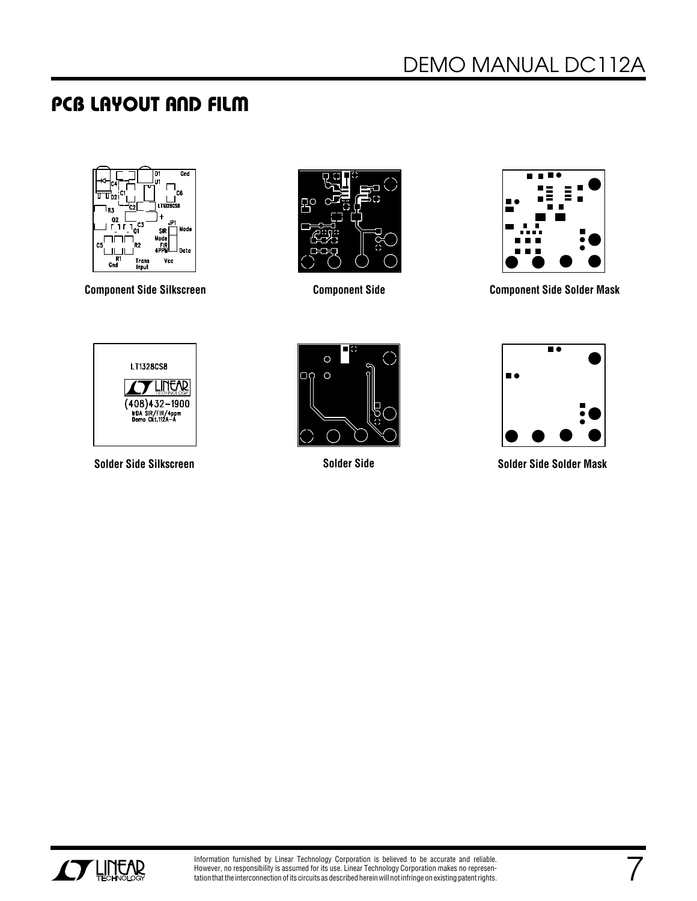# PCB LAYOUT AND FILM

Component Side Silkscreen

Component Side

Component Side Solder Mask

Solder Side Silkscreen

Solder Side

Solder Side Solder Mask

Information furnished by Linear Technology Corporation is believed to be accurate and reliable. However, no responsibility is assumed for its use. Linear Technology Corporation makes no representation that the interconnection of its circuits as described herein will not infringe on existing patent rights.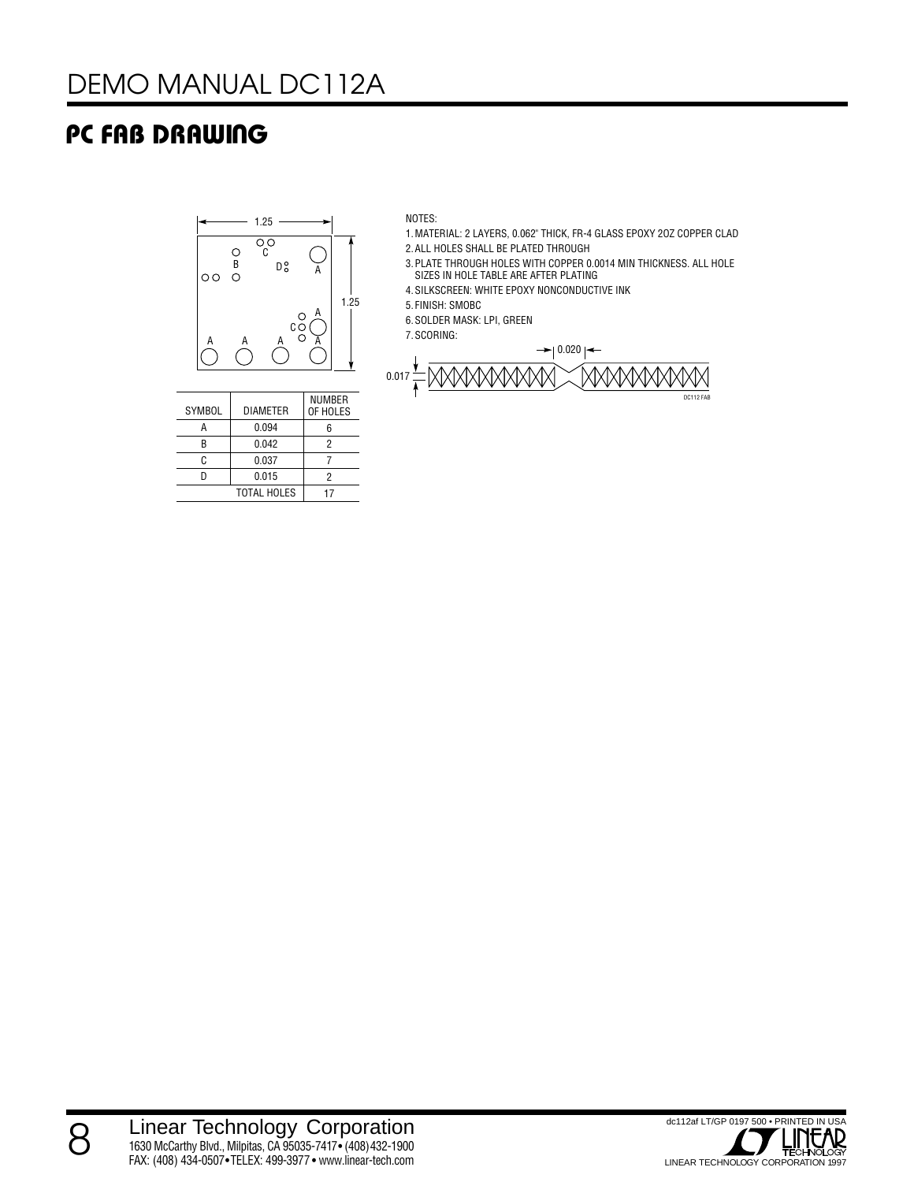## PC FAB DRAWING

1.25

1.25

A A A A A A B B C C C D D

| SYMBOL | DIAMETER | NUMBER OF HOLES |
| --- | --- | --- |
| A | 0.094 | 6 |
| B | 0.042 | 2 |
| C | 0.037 | 7 |
| D | 0.015 | 2 |
| | TOTAL HOLES | 17 |

NOTES:

1. MATERIAL: 2 LAYERS, 0.062" THICK, FR-4 GLASS EPOXY 2OZ COPPER CLAD
2. ALL HOLES SHALL BE PLATED THROUGH
3. PLATE THROUGH HOLES WITH COPPER 0.0014 MIN THICKNESS. ALL HOLE SIZES IN HOLE TABLE ARE AFTER PLATING
4. SILKSCREEN: WHITE EPOXY NONCONDUCTIVE INK
5. FINISH: SMOBC
6. SOLDER MASK: LPI, GREEN
7. SCORING:

0.020

0.017

DC112 FAB

Linear Technology Corporation
1630 McCarthy Blvd., Milpitas, CA 95035-7417 • (408) 432-1900
FAX: (408) 434-0507 • TELEX: 499-3977 • www.linear-tech.com

dc112af LT/GP 0197 500 • PRINTED IN USA
LINEAR TECHNOLOGY CORPORATION 1997